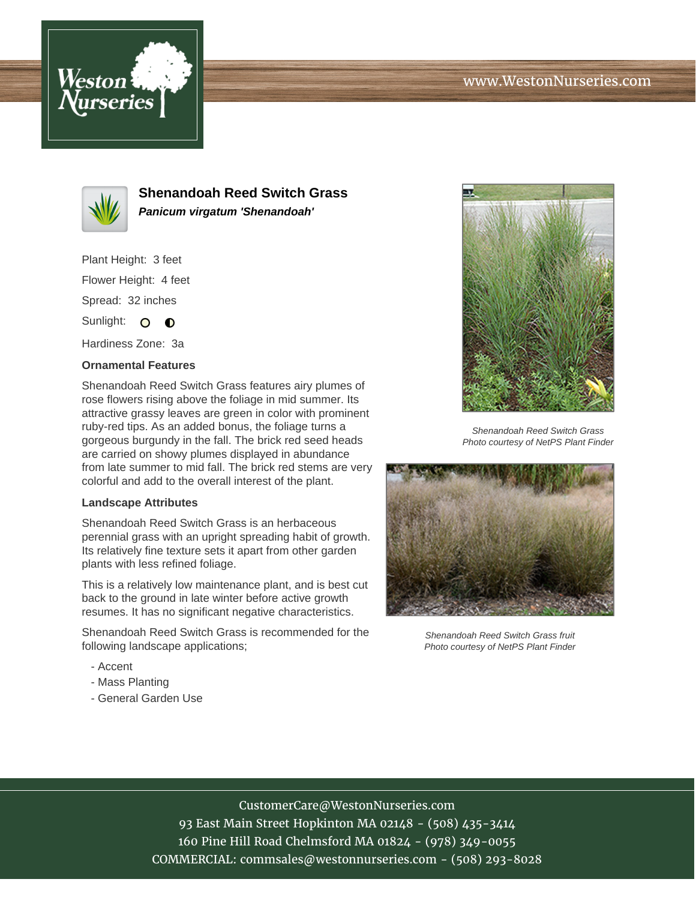www.WestonNurseries.com

# Shenandoah Reed Switch Grass

***Panicum virgatum 'Shenandoah'***

Plant Height: 3 feet

Flower Height: 4 feet

Spread: 32 inches

Sunlight:

Hardiness Zone: 3a

### Ornamental Features

Shenandoah Reed Switch Grass features airy plumes of rose flowers rising above the foliage in mid summer. Its attractive grassy leaves are green in color with prominent ruby-red tips. As an added bonus, the foliage turns a gorgeous burgundy in the fall. The brick red seed heads are carried on showy plumes displayed in abundance from late summer to mid fall. The brick red stems are very colorful and add to the overall interest of the plant.

### Landscape Attributes

Shenandoah Reed Switch Grass is an herbaceous perennial grass with an upright spreading habit of growth. Its relatively fine texture sets it apart from other garden plants with less refined foliage.

This is a relatively low maintenance plant, and is best cut back to the ground in late winter before active growth resumes. It has no significant negative characteristics.

Shenandoah Reed Switch Grass is recommended for the following landscape applications;

- Accent
- Mass Planting
- General Garden Use

*Shenandoah Reed Switch Grass*
*Photo courtesy of NetPS Plant Finder*

*Shenandoah Reed Switch Grass fruit*
*Photo courtesy of NetPS Plant Finder*

CustomerCare@WestonNurseries.com
93 East Main Street Hopkinton MA 02148 - (508) 435-3414
160 Pine Hill Road Chelmsford MA 01824 - (978) 349-0055
COMMERCIAL: commsales@westonnurseries.com - (508) 293-8028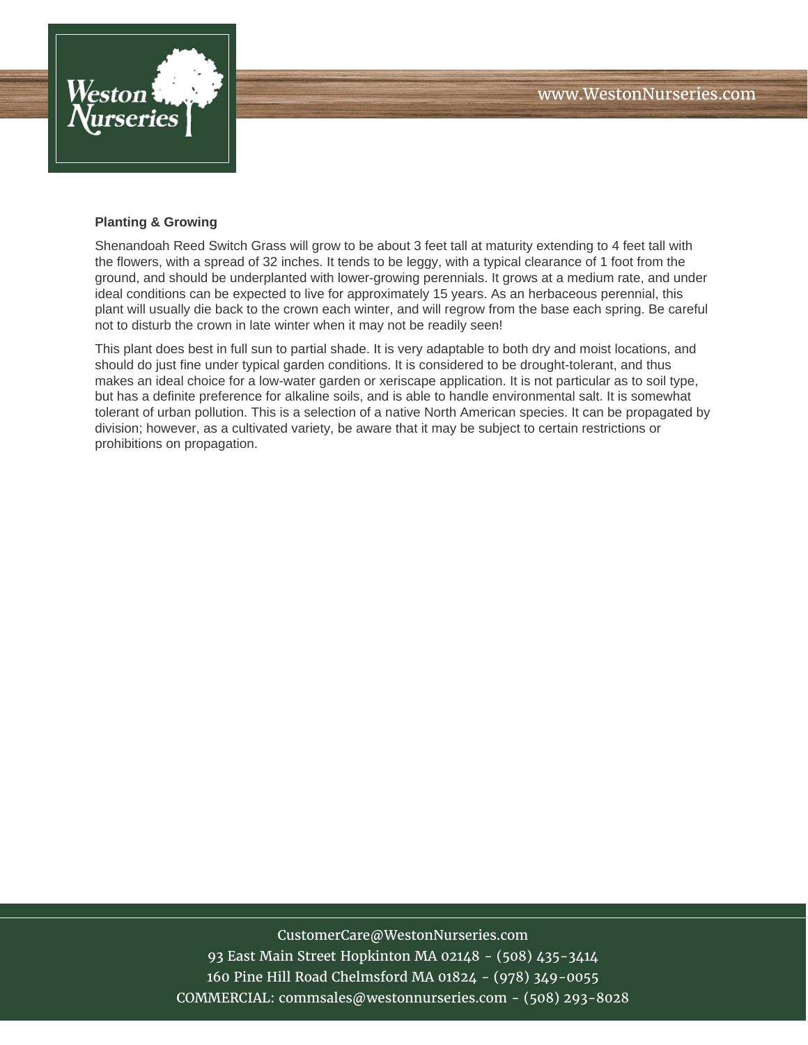**Planting & Growing**

Shenandoah Reed Switch Grass will grow to be about 3 feet tall at maturity extending to 4 feet tall with the flowers, with a spread of 32 inches. It tends to be leggy, with a typical clearance of 1 foot from the ground, and should be underplanted with lower-growing perennials. It grows at a medium rate, and under ideal conditions can be expected to live for approximately 15 years. As an herbaceous perennial, this plant will usually die back to the crown each winter, and will regrow from the base each spring. Be careful not to disturb the crown in late winter when it may not be readily seen!

This plant does best in full sun to partial shade. It is very adaptable to both dry and moist locations, and should do just fine under typical garden conditions. It is considered to be drought-tolerant, and thus makes an ideal choice for a low-water garden or xeriscape application. It is not particular as to soil type, but has a definite preference for alkaline soils, and is able to handle environmental salt. It is somewhat tolerant of urban pollution. This is a selection of a native North American species. It can be propagated by division; however, as a cultivated variety, be aware that it may be subject to certain restrictions or prohibitions on propagation.